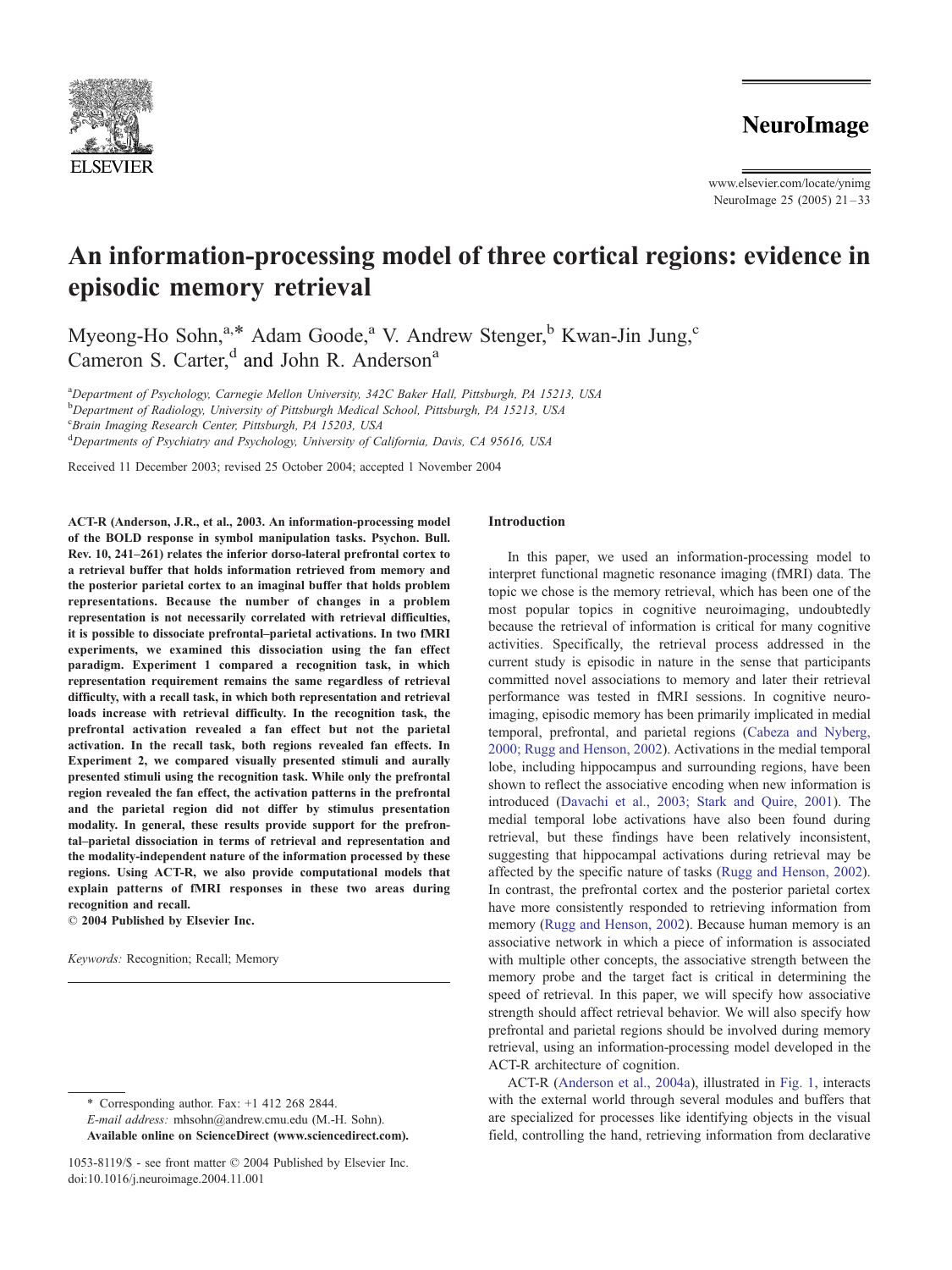# An information-processing model of three cortical regions: evidence in episodic memory retrieval

Myeong-Ho Sohn,[a,*] Adam Goode,[a] V. Andrew Stenger,[b] Kwan-Jin Jung,[c] Cameron S. Carter,[d] and John R. Anderson[a]

[a]*Department of Psychology, Carnegie Mellon University, 342C Baker Hall, Pittsburgh, PA 15213, USA*
[b]*Department of Radiology, University of Pittsburgh Medical School, Pittsburgh, PA 15213, USA*
[c]*Brain Imaging Research Center, Pittsburgh, PA 15203, USA*
[d]*Departments of Psychiatry and Psychology, University of California, Davis, CA 95616, USA*

Received 11 December 2003; revised 25 October 2004; accepted 1 November 2004

**ACT-R (Anderson, J.R., et al., 2003. An information-processing model of the BOLD response in symbol manipulation tasks. Psychon. Bull. Rev. 10, 241–261) relates the inferior dorso-lateral prefrontal cortex to a retrieval buffer that holds information retrieved from memory and the posterior parietal cortex to an imaginal buffer that holds problem representations. Because the number of changes in a problem representation is not necessarily correlated with retrieval difficulties, it is possible to dissociate prefrontal–parietal activations. In two fMRI experiments, we examined this dissociation using the fan effect paradigm. Experiment 1 compared a recognition task, in which representation requirement remains the same regardless of retrieval difficulty, with a recall task, in which both representation and retrieval loads increase with retrieval difficulty. In the recognition task, the prefrontal activation revealed a fan effect but not the parietal activation. In the recall task, both regions revealed fan effects. In Experiment 2, we compared visually presented stimuli and aurally presented stimuli using the recognition task. While only the prefrontal region revealed the fan effect, the activation patterns in the prefrontal and the parietal region did not differ by stimulus presentation modality. In general, these results provide support for the prefrontal–parietal dissociation in terms of retrieval and representation and the modality-independent nature of the information processed by these regions. Using ACT-R, we also provide computational models that explain patterns of fMRI responses in these two areas during recognition and recall.**

**© 2004 Published by Elsevier Inc.**

*Keywords:* Recognition; Recall; Memory

## Introduction

In this paper, we used an information-processing model to interpret functional magnetic resonance imaging (fMRI) data. The topic we chose is the memory retrieval, which has been one of the most popular topics in cognitive neuroimaging, undoubtedly because the retrieval of information is critical for many cognitive activities. Specifically, the retrieval process addressed in the current study is episodic in nature in the sense that participants committed novel associations to memory and later their retrieval performance was tested in fMRI sessions. In cognitive neuroimaging, episodic memory has been primarily implicated in medial temporal, prefrontal, and parietal regions (Cabeza and Nyberg, 2000; Rugg and Henson, 2002). Activations in the medial temporal lobe, including hippocampus and surrounding regions, have been shown to reflect the associative encoding when new information is introduced (Davachi et al., 2003; Stark and Quire, 2001). The medial temporal lobe activations have also been found during retrieval, but these findings have been relatively inconsistent, suggesting that hippocampal activations during retrieval may be affected by the specific nature of tasks (Rugg and Henson, 2002). In contrast, the prefrontal cortex and the posterior parietal cortex have more consistently responded to retrieving information from memory (Rugg and Henson, 2002). Because human memory is an associative network in which a piece of information is associated with multiple other concepts, the associative strength between the memory probe and the target fact is critical in determining the speed of retrieval. In this paper, we will specify how associative strength should affect retrieval behavior. We will also specify how prefrontal and parietal regions should be involved during memory retrieval, using an information-processing model developed in the ACT-R architecture of cognition.

ACT-R (Anderson et al., 2004a), illustrated in Fig. 1, interacts with the external world through several modules and buffers that are specialized for processes like identifying objects in the visual field, controlling the hand, retrieving information from declarative

\* Corresponding author. Fax: +1 412 268 2844.
*E-mail address:* mhsohn@andrew.cmu.edu (M.-H. Sohn).
**Available online on ScienceDirect (www.sciencedirect.com).**

1053-8119/$ - see front matter © 2004 Published by Elsevier Inc.
doi:10.1016/j.neuroimage.2004.11.001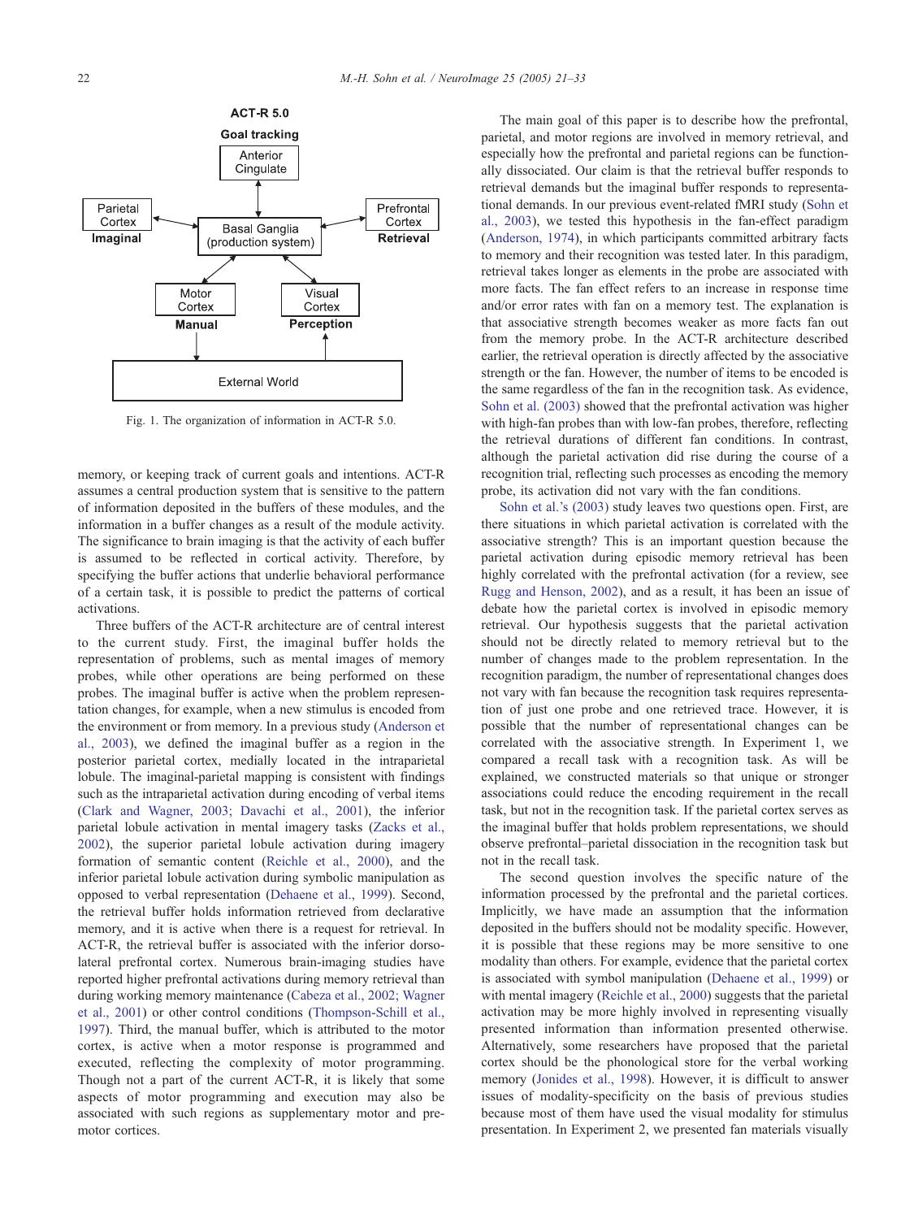ACT-R 5.0

Goal tracking

Anterior Cingulate

Parietal Cortex

Imaginal

Basal Ganglia (production system)

Prefrontal Cortex

Retrieval

Motor Cortex

Manual

Visual Cortex

Perception

External World

Fig. 1. The organization of information in ACT-R 5.0.

memory, or keeping track of current goals and intentions. ACT-R assumes a central production system that is sensitive to the pattern of information deposited in the buffers of these modules, and the information in a buffer changes as a result of the module activity. The significance to brain imaging is that the activity of each buffer is assumed to be reflected in cortical activity. Therefore, by specifying the buffer actions that underlie behavioral performance of a certain task, it is possible to predict the patterns of cortical activations.

Three buffers of the ACT-R architecture are of central interest to the current study. First, the imaginal buffer holds the representation of problems, such as mental images of memory probes, while other operations are being performed on these probes. The imaginal buffer is active when the problem representation changes, for example, when a new stimulus is encoded from the environment or from memory. In a previous study (Anderson et al., 2003), we defined the imaginal buffer as a region in the posterior parietal cortex, medially located in the intraparietal lobule. The imaginal-parietal mapping is consistent with findings such as the intraparietal activation during encoding of verbal items (Clark and Wagner, 2003; Davachi et al., 2001), the inferior parietal lobule activation in mental imagery tasks (Zacks et al., 2002), the superior parietal lobule activation during imagery formation of semantic content (Reichle et al., 2000), and the inferior parietal lobule activation during symbolic manipulation as opposed to verbal representation (Dehaene et al., 1999). Second, the retrieval buffer holds information retrieved from declarative memory, and it is active when there is a request for retrieval. In ACT-R, the retrieval buffer is associated with the inferior dorsolateral prefrontal cortex. Numerous brain-imaging studies have reported higher prefrontal activations during memory retrieval than during working memory maintenance (Cabeza et al., 2002; Wagner et al., 2001) or other control conditions (Thompson-Schill et al., 1997). Third, the manual buffer, which is attributed to the motor cortex, is active when a motor response is programmed and executed, reflecting the complexity of motor programming. Though not a part of the current ACT-R, it is likely that some aspects of motor programming and execution may also be associated with such regions as supplementary motor and premotor cortices.

The main goal of this paper is to describe how the prefrontal, parietal, and motor regions are involved in memory retrieval, and especially how the prefrontal and parietal regions can be functionally dissociated. Our claim is that the retrieval buffer responds to retrieval demands but the imaginal buffer responds to representational demands. In our previous event-related fMRI study (Sohn et al., 2003), we tested this hypothesis in the fan-effect paradigm (Anderson, 1974), in which participants committed arbitrary facts to memory and their recognition was tested later. In this paradigm, retrieval takes longer as elements in the probe are associated with more facts. The fan effect refers to an increase in response time and/or error rates with fan on a memory test. The explanation is that associative strength becomes weaker as more facts fan out from the memory probe. In the ACT-R architecture described earlier, the retrieval operation is directly affected by the associative strength or the fan. However, the number of items to be encoded is the same regardless of the fan in the recognition task. As evidence, Sohn et al. (2003) showed that the prefrontal activation was higher with high-fan probes than with low-fan probes, therefore, reflecting the retrieval durations of different fan conditions. In contrast, although the parietal activation did rise during the course of a recognition trial, reflecting such processes as encoding the memory probe, its activation did not vary with the fan conditions.

Sohn et al.'s (2003) study leaves two questions open. First, are there situations in which parietal activation is correlated with the associative strength? This is an important question because the parietal activation during episodic memory retrieval has been highly correlated with the prefrontal activation (for a review, see Rugg and Henson, 2002), and as a result, it has been an issue of debate how the parietal cortex is involved in episodic memory retrieval. Our hypothesis suggests that the parietal activation should not be directly related to memory retrieval but to the number of changes made to the problem representation. In the recognition paradigm, the number of representational changes does not vary with fan because the recognition task requires representation of just one probe and one retrieved trace. However, it is possible that the number of representational changes can be correlated with the associative strength. In Experiment 1, we compared a recall task with a recognition task. As will be explained, we constructed materials so that unique or stronger associations could reduce the encoding requirement in the recall task, but not in the recognition task. If the parietal cortex serves as the imaginal buffer that holds problem representations, we should observe prefrontal–parietal dissociation in the recognition task but not in the recall task.

The second question involves the specific nature of the information processed by the prefrontal and the parietal cortices. Implicitly, we have made an assumption that the information deposited in the buffers should not be modality specific. However, it is possible that these regions may be more sensitive to one modality than others. For example, evidence that the parietal cortex is associated with symbol manipulation (Dehaene et al., 1999) or with mental imagery (Reichle et al., 2000) suggests that the parietal activation may be more highly involved in representing visually presented information than information presented otherwise. Alternatively, some researchers have proposed that the parietal cortex should be the phonological store for the verbal working memory (Jonides et al., 1998). However, it is difficult to answer issues of modality-specificity on the basis of previous studies because most of them have used the visual modality for stimulus presentation. In Experiment 2, we presented fan materials visually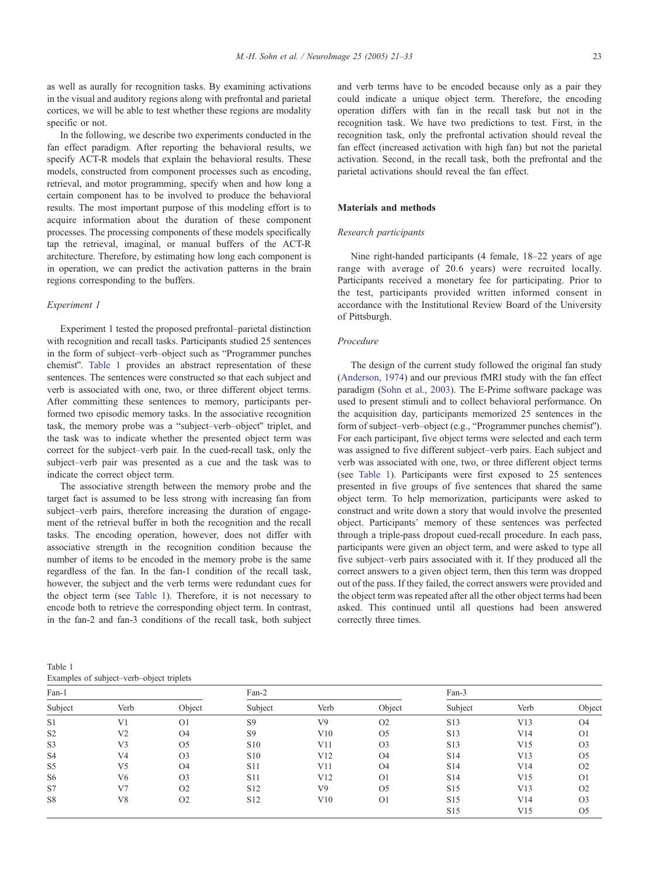as well as aurally for recognition tasks. By examining activations in the visual and auditory regions along with prefrontal and parietal cortices, we will be able to test whether these regions are modality specific or not.

In the following, we describe two experiments conducted in the fan effect paradigm. After reporting the behavioral results, we specify ACT-R models that explain the behavioral results. These models, constructed from component processes such as encoding, retrieval, and motor programming, specify when and how long a certain component has to be involved to produce the behavioral results. The most important purpose of this modeling effort is to acquire information about the duration of these component processes. The processing components of these models specifically tap the retrieval, imaginal, or manual buffers of the ACT-R architecture. Therefore, by estimating how long each component is in operation, we can predict the activation patterns in the brain regions corresponding to the buffers.

*Experiment 1*

Experiment 1 tested the proposed prefrontal–parietal distinction with recognition and recall tasks. Participants studied 25 sentences in the form of subject–verb–object such as "Programmer punches chemist". Table 1 provides an abstract representation of these sentences. The sentences were constructed so that each subject and verb is associated with one, two, or three different object terms. After committing these sentences to memory, participants performed two episodic memory tasks. In the associative recognition task, the memory probe was a "subject–verb–object" triplet, and the task was to indicate whether the presented object term was correct for the subject–verb pair. In the cued-recall task, only the subject–verb pair was presented as a cue and the task was to indicate the correct object term.

The associative strength between the memory probe and the target fact is assumed to be less strong with increasing fan from subject–verb pairs, therefore increasing the duration of engagement of the retrieval buffer in both the recognition and the recall tasks. The encoding operation, however, does not differ with associative strength in the recognition condition because the number of items to be encoded in the memory probe is the same regardless of the fan. In the fan-1 condition of the recall task, however, the subject and the verb terms were redundant cues for the object term (see Table 1). Therefore, it is not necessary to encode both to retrieve the corresponding object term. In contrast, in the fan-2 and fan-3 conditions of the recall task, both subject and verb terms have to be encoded because only as a pair they could indicate a unique object term. Therefore, the encoding operation differs with fan in the recall task but not in the recognition task. We have two predictions to test. First, in the recognition task, only the prefrontal activation should reveal the fan effect (increased activation with high fan) but not the parietal activation. Second, in the recall task, both the prefrontal and the parietal activations should reveal the fan effect.

## Materials and methods

*Research participants*

Nine right-handed participants (4 female, 18–22 years of age range with average of 20.6 years) were recruited locally. Participants received a monetary fee for participating. Prior to the test, participants provided written informed consent in accordance with the Institutional Review Board of the University of Pittsburgh.

*Procedure*

The design of the current study followed the original fan study (Anderson, 1974) and our previous fMRI study with the fan effect paradigm (Sohn et al., 2003). The E-Prime software package was used to present stimuli and to collect behavioral performance. On the acquisition day, participants memorized 25 sentences in the form of subject–verb–object (e.g., "Programmer punches chemist"). For each participant, five object terms were selected and each term was assigned to five different subject–verb pairs. Each subject and verb was associated with one, two, or three different object terms (see Table 1). Participants were first exposed to 25 sentences presented in five groups of five sentences that shared the same object term. To help memorization, participants were asked to construct and write down a story that would involve the presented object. Participants' memory of these sentences was perfected through a triple-pass dropout cued-recall procedure. In each pass, participants were given an object term, and were asked to type all five subject–verb pairs associated with it. If they produced all the correct answers to a given object term, then this term was dropped out of the pass. If they failed, the correct answers were provided and the object term was repeated after all the other object terms had been asked. This continued until all questions had been answered correctly three times.

Table 1
Examples of subject–verb–object triplets

| Fan-1 | | | Fan-2 | | | Fan-3 | | |
|---|---|---|---|---|---|---|---|---|
| Subject | Verb | Object | Subject | Verb | Object | Subject | Verb | Object |
| S1 | V1 | O1 | S9 | V9 | O2 | S13 | V13 | O4 |
| S2 | V2 | O4 | S9 | V10 | O5 | S13 | V14 | O1 |
| S3 | V3 | O5 | S10 | V11 | O3 | S13 | V15 | O3 |
| S4 | V4 | O3 | S10 | V12 | O4 | S14 | V13 | O5 |
| S5 | V5 | O4 | S11 | V11 | O4 | S14 | V14 | O2 |
| S6 | V6 | O3 | S11 | V12 | O1 | S14 | V15 | O1 |
| S7 | V7 | O2 | S12 | V9 | O5 | S15 | V13 | O2 |
| S8 | V8 | O2 | S12 | V10 | O1 | S15 | V14 | O3 |
| | | | | | | S15 | V15 | O5 |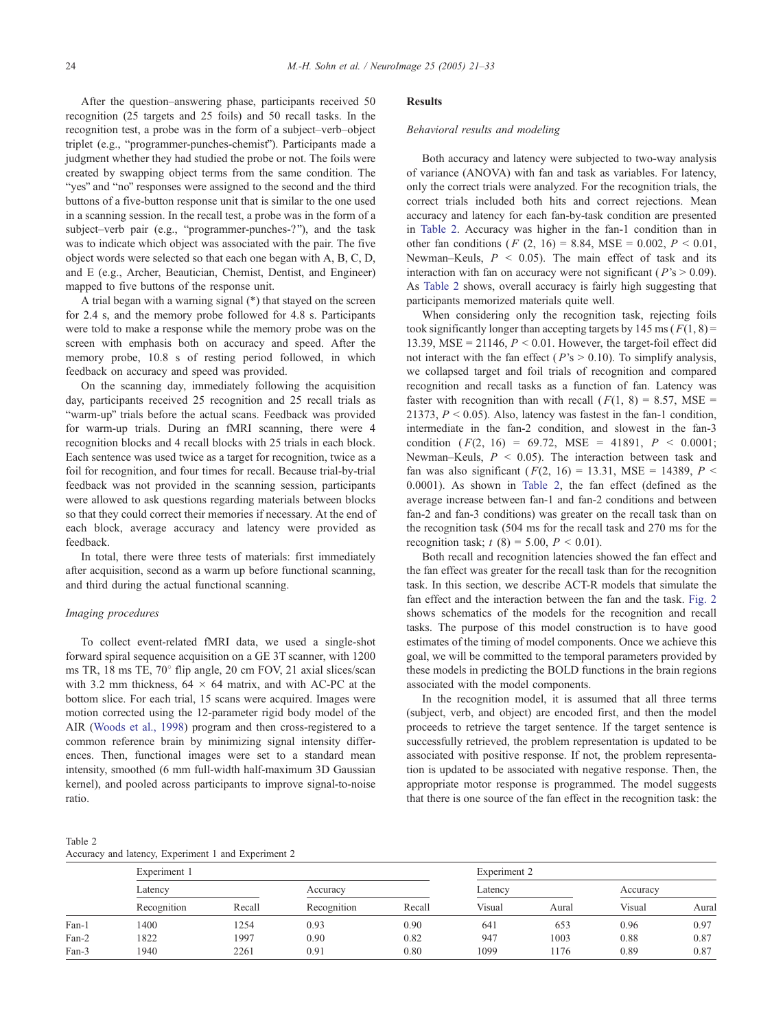After the question–answering phase, participants received 50 recognition (25 targets and 25 foils) and 50 recall tasks. In the recognition test, a probe was in the form of a subject–verb–object triplet (e.g., "programmer-punches-chemist"). Participants made a judgment whether they had studied the probe or not. The foils were created by swapping object terms from the same condition. The "yes" and "no" responses were assigned to the second and the third buttons of a five-button response unit that is similar to the one used in a scanning session. In the recall test, a probe was in the form of a subject–verb pair (e.g., "programmer-punches-?"), and the task was to indicate which object was associated with the pair. The five object words were selected so that each one began with A, B, C, D, and E (e.g., Archer, Beautician, Chemist, Dentist, and Engineer) mapped to five buttons of the response unit.

A trial began with a warning signal (*) that stayed on the screen for 2.4 s, and the memory probe followed for 4.8 s. Participants were told to make a response while the memory probe was on the screen with emphasis both on accuracy and speed. After the memory probe, 10.8 s of resting period followed, in which feedback on accuracy and speed was provided.

On the scanning day, immediately following the acquisition day, participants received 25 recognition and 25 recall trials as "warm-up" trials before the actual scans. Feedback was provided for warm-up trials. During an fMRI scanning, there were 4 recognition blocks and 4 recall blocks with 25 trials in each block. Each sentence was used twice as a target for recognition, twice as a foil for recognition, and four times for recall. Because trial-by-trial feedback was not provided in the scanning session, participants were allowed to ask questions regarding materials between blocks so that they could correct their memories if necessary. At the end of each block, average accuracy and latency were provided as feedback.

In total, there were three tests of materials: first immediately after acquisition, second as a warm up before functional scanning, and third during the actual functional scanning.

### *Imaging procedures*

To collect event-related fMRI data, we used a single-shot forward spiral sequence acquisition on a GE 3T scanner, with 1200 ms TR, 18 ms TE, 70° flip angle, 20 cm FOV, 21 axial slices/scan with 3.2 mm thickness, 64 × 64 matrix, and with AC-PC at the bottom slice. For each trial, 15 scans were acquired. Images were motion corrected using the 12-parameter rigid body model of the AIR (Woods et al., 1998) program and then cross-registered to a common reference brain by minimizing signal intensity differences. Then, functional images were set to a standard mean intensity, smoothed (6 mm full-width half-maximum 3D Gaussian kernel), and pooled across participants to improve signal-to-noise ratio.

## Results

### *Behavioral results and modeling*

Both accuracy and latency were subjected to two-way analysis of variance (ANOVA) with fan and task as variables. For latency, only the correct trials were analyzed. For the recognition trials, the correct trials included both hits and correct rejections. Mean accuracy and latency for each fan-by-task condition are presented in Table 2. Accuracy was higher in the fan-1 condition than in other fan conditions ($F$ (2, 16) = 8.84, MSE = 0.002, $P < 0.01$, Newman–Keuls, $P < 0.05$). The main effect of task and its interaction with fan on accuracy were not significant ($P$'s > 0.09). As Table 2 shows, overall accuracy is fairly high suggesting that participants memorized materials quite well.

When considering only the recognition task, rejecting foils took significantly longer than accepting targets by 145 ms ($F$(1, 8) = 13.39, MSE = 21146, $P < 0.01$. However, the target-foil effect did not interact with the fan effect ($P$'s > 0.10). To simplify analysis, we collapsed target and foil trials of recognition and compared recognition and recall tasks as a function of fan. Latency was faster with recognition than with recall ($F$(1, 8) = 8.57, MSE = 21373, $P < 0.05$). Also, latency was fastest in the fan-1 condition, intermediate in the fan-2 condition, and slowest in the fan-3 condition ($F$(2, 16) = 69.72, MSE = 41891, $P < 0.0001$; Newman–Keuls, $P < 0.05$). The interaction between task and fan was also significant ($F$(2, 16) = 13.31, MSE = 14389, $P < 0.0001$). As shown in Table 2, the fan effect (defined as the average increase between fan-1 and fan-2 conditions and between fan-2 and fan-3 conditions) was greater on the recall task than on the recognition task (504 ms for the recall task and 270 ms for the recognition task; $t$ (8) = 5.00, $P < 0.01$).

Both recall and recognition latencies showed the fan effect and the fan effect was greater for the recall task than for the recognition task. In this section, we describe ACT-R models that simulate the fan effect and the interaction between the fan and the task. Fig. 2 shows schematics of the models for the recognition and recall tasks. The purpose of this model construction is to have good estimates of the timing of model components. Once we achieve this goal, we will be committed to the temporal parameters provided by these models in predicting the BOLD functions in the brain regions associated with the model components.

In the recognition model, it is assumed that all three terms (subject, verb, and object) are encoded first, and then the model proceeds to retrieve the target sentence. If the target sentence is successfully retrieved, the problem representation is updated to be associated with positive response. If not, the problem representation is updated to be associated with negative response. Then, the appropriate motor response is programmed. The model suggests that there is one source of the fan effect in the recognition task: the

Table 2
Accuracy and latency, Experiment 1 and Experiment 2

| | Experiment 1 | | | | Experiment 2 | | | |
|---|---|---|---|---|---|---|---|---|
| | Latency | | Accuracy | | Latency | | Accuracy | |
| | Recognition | Recall | Recognition | Recall | Visual | Aural | Visual | Aural |
| Fan-1 | 1400 | 1254 | 0.93 | 0.90 | 641 | 653 | 0.96 | 0.97 |
| Fan-2 | 1822 | 1997 | 0.90 | 0.82 | 947 | 1003 | 0.88 | 0.87 |
| Fan-3 | 1940 | 2261 | 0.91 | 0.80 | 1099 | 1176 | 0.89 | 0.87 |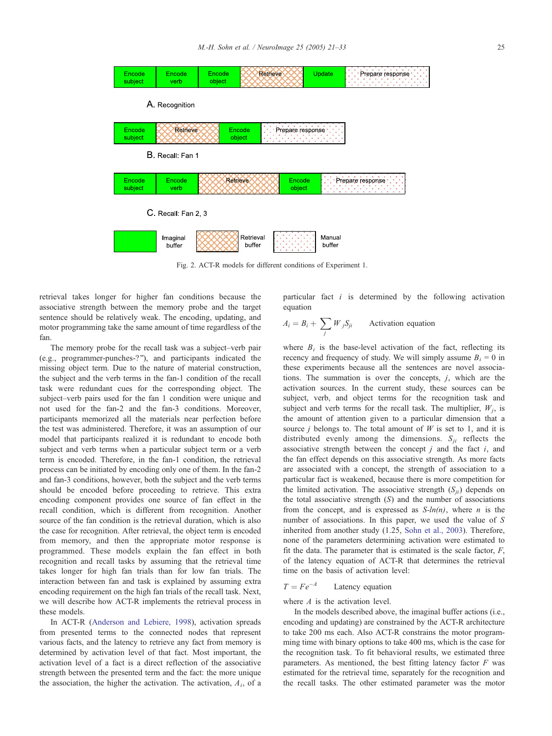| Encode subject | Encode verb | Encode object | Retrieve | Update | Prepare response |
|---|---|---|---|---|---|

A. Recognition

| Encode subject | Retrieve | Encode object | Prepare response |
|---|---|---|---|

B. Recall: Fan 1

| Encode subject | Encode verb | Retrieve | Encode object | Prepare response |
|---|---|---|---|---|

C. Recall: Fan 2, 3

Legend: Imaginal buffer; Retrieval buffer; Manual buffer

Fig. 2. ACT-R models for different conditions of Experiment 1.

retrieval takes longer for higher fan conditions because the associative strength between the memory probe and the target sentence should be relatively weak. The encoding, updating, and motor programming take the same amount of time regardless of the fan.

The memory probe for the recall task was a subject–verb pair (e.g., programmer-punches-?"), and participants indicated the missing object term. Due to the nature of material construction, the subject and the verb terms in the fan-1 condition of the recall task were redundant cues for the corresponding object. The subject–verb pairs used for the fan 1 condition were unique and not used for the fan-2 and the fan-3 conditions. Moreover, participants memorized all the materials near perfection before the test was administered. Therefore, it was an assumption of our model that participants realized it is redundant to encode both subject and verb terms when a particular subject term or a verb term is encoded. Therefore, in the fan-1 condition, the retrieval process can be initiated by encoding only one of them. In the fan-2 and fan-3 conditions, however, both the subject and the verb terms should be encoded before proceeding to retrieve. This extra encoding component provides one source of fan effect in the recall condition, which is different from recognition. Another source of the fan condition is the retrieval duration, which is also the case for recognition. After retrieval, the object term is encoded from memory, and then the appropriate motor response is programmed. These models explain the fan effect in both recognition and recall tasks by assuming that the retrieval time takes longer for high fan trials than for low fan trials. The interaction between fan and task is explained by assuming extra encoding requirement on the high fan trials of the recall task. Next, we will describe how ACT-R implements the retrieval process in these models.

In ACT-R (Anderson and Lebiere, 1998), activation spreads from presented terms to the connected nodes that represent various facts, and the latency to retrieve any fact from memory is determined by activation level of that fact. Most important, the activation level of a fact is a direct reflection of the associative strength between the presented term and the fact: the more unique the association, the higher the activation. The activation, $A_i$, of a particular fact $i$ is determined by the following activation equation

$$A_i = B_i + \sum_j W_j S_{ji} \qquad \text{Activation equation}$$

where $B_i$ is the base-level activation of the fact, reflecting its recency and frequency of study. We will simply assume $B_i = 0$ in these experiments because all the sentences are novel associations. The summation is over the concepts, $j$, which are the activation sources. In the current study, these sources can be subject, verb, and object terms for the recognition task and subject and verb terms for the recall task. The multiplier, $W_j$, is the amount of attention given to a particular dimension that a source $j$ belongs to. The total amount of $W$ is set to 1, and it is distributed evenly among the dimensions. $S_{ji}$ reflects the associative strength between the concept $j$ and the fact $i$, and the fan effect depends on this associative strength. As more facts are associated with a concept, the strength of association to a particular fact is weakened, because there is more competition for the limited activation. The associative strength ($S_{ji}$) depends on the total associative strength ($S$) and the number of associations from the concept, and is expressed as $S\text{-}ln(n)$, where $n$ is the number of associations. In this paper, we used the value of $S$ inherited from another study (1.25, Sohn et al., 2003). Therefore, none of the parameters determining activation were estimated to fit the data. The parameter that is estimated is the scale factor, $F$, of the latency equation of ACT-R that determines the retrieval time on the basis of activation level:

$$T = Fe^{-A} \qquad \text{Latency equation}$$

where $A$ is the activation level.

In the models described above, the imaginal buffer actions (i.e., encoding and updating) are constrained by the ACT-R architecture to take 200 ms each. Also ACT-R constrains the motor programming time with binary options to take 400 ms, which is the case for the recognition task. To fit behavioral results, we estimated three parameters. As mentioned, the best fitting latency factor $F$ was estimated for the retrieval time, separately for the recognition and the recall tasks. The other estimated parameter was the motor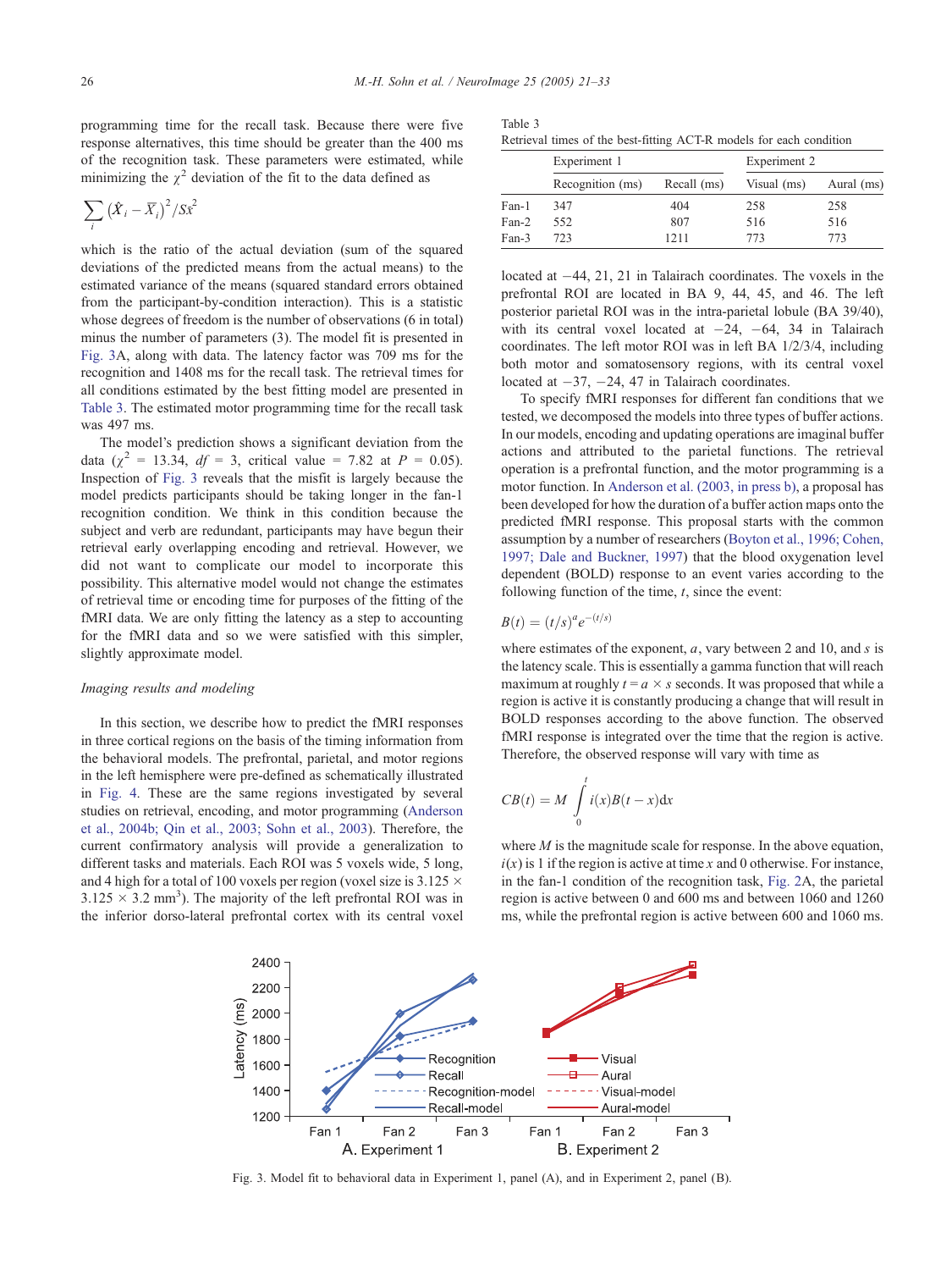programming time for the recall task. Because there were five response alternatives, this time should be greater than the 400 ms of the recognition task. These parameters were estimated, while minimizing the $\chi^2$ deviation of the fit to the data defined as

$$\sum_i \left(\hat{X}_i - \overline{X}_i\right)^2 / Sx^2$$

which is the ratio of the actual deviation (sum of the squared deviations of the predicted means from the actual means) to the estimated variance of the means (squared standard errors obtained from the participant-by-condition interaction). This is a statistic whose degrees of freedom is the number of observations (6 in total) minus the number of parameters (3). The model fit is presented in Fig. 3A, along with data. The latency factor was 709 ms for the recognition and 1408 ms for the recall task. The retrieval times for all conditions estimated by the best fitting model are presented in Table 3. The estimated motor programming time for the recall task was 497 ms.

The model's prediction shows a significant deviation from the data ($\chi^2$ = 13.34, $df$ = 3, critical value = 7.82 at $P$ = 0.05). Inspection of Fig. 3 reveals that the misfit is largely because the model predicts participants should be taking longer in the fan-1 recognition condition. We think in this condition because the subject and verb are redundant, participants may have begun their retrieval early overlapping encoding and retrieval. However, we did not want to complicate our model to incorporate this possibility. This alternative model would not change the estimates of retrieval time or encoding time for purposes of the fitting of the fMRI data. We are only fitting the latency as a step to accounting for the fMRI data and so we were satisfied with this simpler, slightly approximate model.

### Imaging results and modeling

In this section, we describe how to predict the fMRI responses in three cortical regions on the basis of the timing information from the behavioral models. The prefrontal, parietal, and motor regions in the left hemisphere were pre-defined as schematically illustrated in Fig. 4. These are the same regions investigated by several studies on retrieval, encoding, and motor programming (Anderson et al., 2004b; Qin et al., 2003; Sohn et al., 2003). Therefore, the current confirmatory analysis will provide a generalization to different tasks and materials. Each ROI was 5 voxels wide, 5 long, and 4 high for a total of 100 voxels per region (voxel size is 3.125 × 3.125 × 3.2 mm³). The majority of the left prefrontal ROI was in the inferior dorso-lateral prefrontal cortex with its central voxel located at −44, 21, 21 in Talairach coordinates. The voxels in the prefrontal ROI are located in BA 9, 44, 45, and 46. The left posterior parietal ROI was in the intra-parietal lobule (BA 39/40), with its central voxel located at −24, −64, 34 in Talairach coordinates. The left motor ROI was in left BA 1/2/3/4, including both motor and somatosensory regions, with its central voxel located at −37, −24, 47 in Talairach coordinates.

To specify fMRI responses for different fan conditions that we tested, we decomposed the models into three types of buffer actions. In our models, encoding and updating operations are imaginal buffer actions and attributed to the parietal functions. The retrieval operation is a prefrontal function, and the motor programming is a motor function. In Anderson et al. (2003, in press b), a proposal has been developed for how the duration of a buffer action maps onto the predicted fMRI response. This proposal starts with the common assumption by a number of researchers (Boyton et al., 1996; Cohen, 1997; Dale and Buckner, 1997) that the blood oxygenation level dependent (BOLD) response to an event varies according to the following function of the time, $t$, since the event:

$$B(t) = (t/s)^a e^{-(t/s)}$$

where estimates of the exponent, $a$, vary between 2 and 10, and $s$ is the latency scale. This is essentially a gamma function that will reach maximum at roughly $t = a \times s$ seconds. It was proposed that while a region is active it is constantly producing a change that will result in BOLD responses according to the above function. The observed fMRI response is integrated over the time that the region is active. Therefore, the observed response will vary with time as

$$CB(t) = M \int_0^t i(x)B(t-x)\mathrm{d}x$$

where $M$ is the magnitude scale for response. In the above equation, $i(x)$ is 1 if the region is active at time $x$ and 0 otherwise. For instance, in the fan-1 condition of the recognition task, Fig. 2A, the parietal region is active between 0 and 600 ms and between 1060 and 1260 ms, while the prefrontal region is active between 600 and 1060 ms.

Table 3
Retrieval times of the best-fitting ACT-R models for each condition

| | Experiment 1 | | Experiment 2 | |
|---|---|---|---|---|
| | Recognition (ms) | Recall (ms) | Visual (ms) | Aural (ms) |
| Fan-1 | 347 | 404 | 258 | 258 |
| Fan-2 | 552 | 807 | 516 | 516 |
| Fan-3 | 723 | 1211 | 773 | 773 |

Fig. 3. Model fit to behavioral data in Experiment 1, panel (A), and in Experiment 2, panel (B).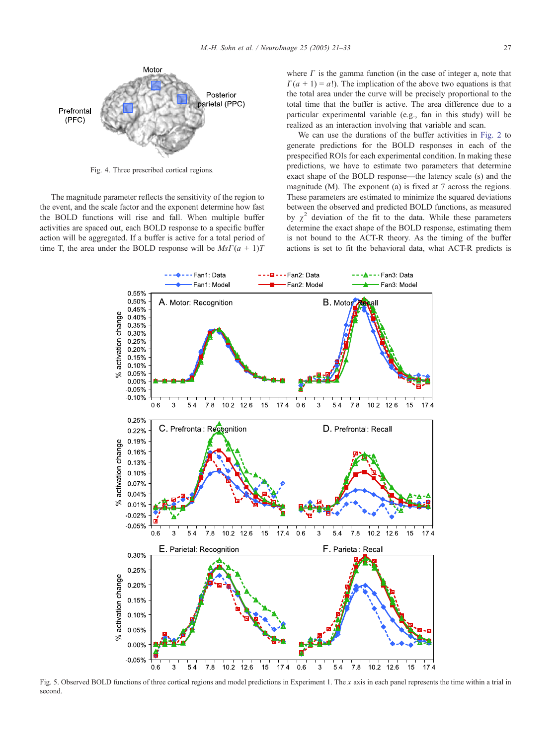Fig. 4. Three prescribed cortical regions.

The magnitude parameter reflects the sensitivity of the region to the event, and the scale factor and the exponent determine how fast the BOLD functions will rise and fall. When multiple buffer activities are spaced out, each BOLD response to a specific buffer action will be aggregated. If a buffer is active for a total period of time T, the area under the BOLD response will be $Ms\Gamma(a + 1)T$ where $\Gamma$ is the gamma function (in the case of integer a, note that $\Gamma(a + 1) = a!$). The implication of the above two equations is that the total area under the curve will be precisely proportional to the total time that the buffer is active. The area difference due to a particular experimental variable (e.g., fan in this study) will be realized as an interaction involving that variable and scan.

We can use the durations of the buffer activities in Fig. 2 to generate predictions for the BOLD responses in each of the prespecified ROIs for each experimental condition. In making these predictions, we have to estimate two parameters that determine exact shape of the BOLD response—the latency scale (s) and the magnitude (M). The exponent (a) is fixed at 7 across the regions. These parameters are estimated to minimize the squared deviations between the observed and predicted BOLD functions, as measured by $\chi^2$ deviation of the fit to the data. While these parameters determine the exact shape of the BOLD response, estimating them is not bound to the ACT-R theory. As the timing of the buffer actions is set to fit the behavioral data, what ACT-R predicts is

Fig. 5. Observed BOLD functions of three cortical regions and model predictions in Experiment 1. The $x$ axis in each panel represents the time within a trial in second.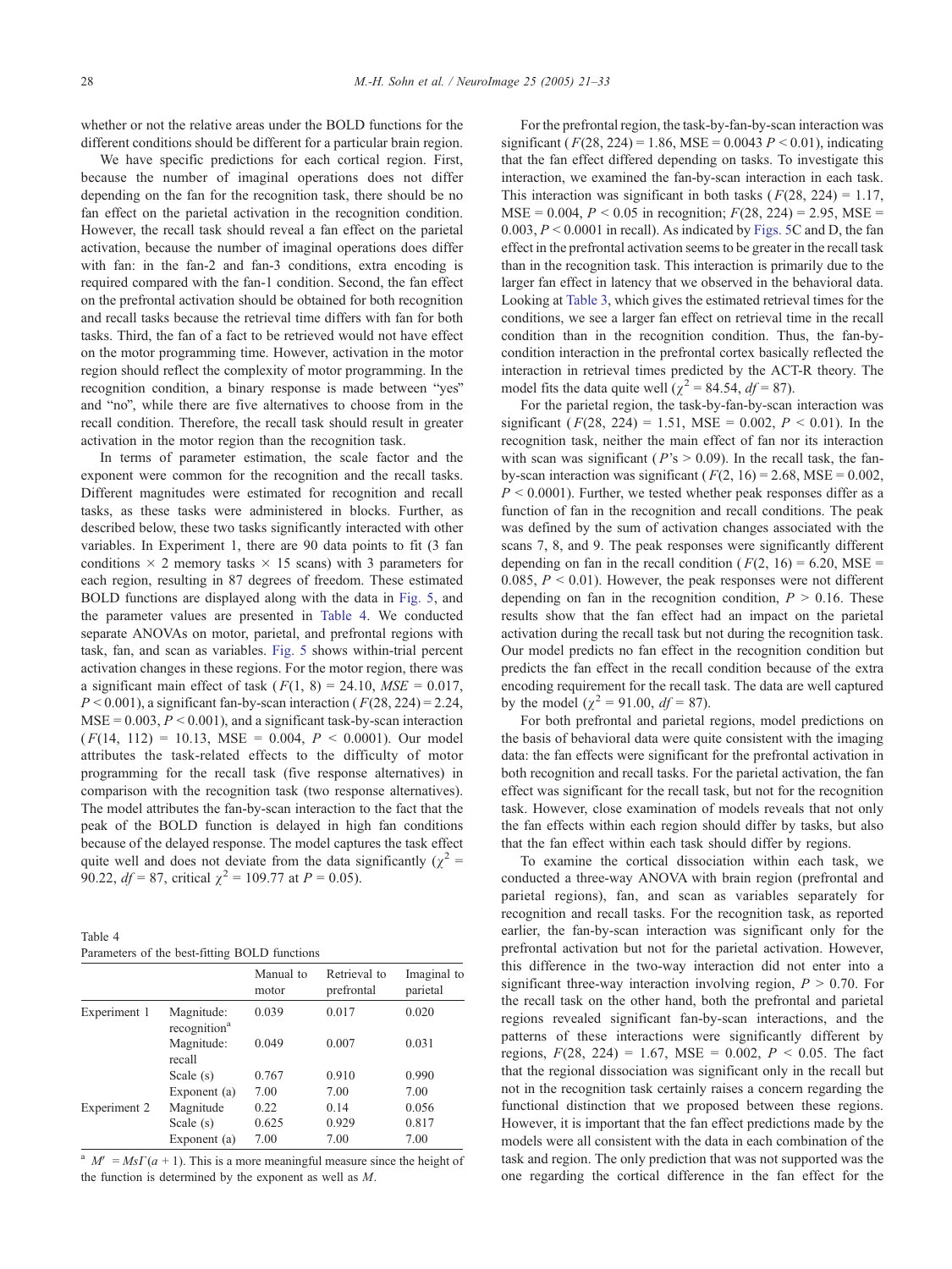whether or not the relative areas under the BOLD functions for the different conditions should be different for a particular brain region.

We have specific predictions for each cortical region. First, because the number of imaginal operations does not differ depending on the fan for the recognition task, there should be no fan effect on the parietal activation in the recognition condition. However, the recall task should reveal a fan effect on the parietal activation, because the number of imaginal operations does differ with fan: in the fan-2 and fan-3 conditions, extra encoding is required compared with the fan-1 condition. Second, the fan effect on the prefrontal activation should be obtained for both recognition and recall tasks because the retrieval time differs with fan for both tasks. Third, the fan of a fact to be retrieved would not have effect on the motor programming time. However, activation in the motor region should reflect the complexity of motor programming. In the recognition condition, a binary response is made between "yes" and "no", while there are five alternatives to choose from in the recall condition. Therefore, the recall task should result in greater activation in the motor region than the recognition task.

In terms of parameter estimation, the scale factor and the exponent were common for the recognition and the recall tasks. Different magnitudes were estimated for recognition and recall tasks, as these tasks were administered in blocks. Further, as described below, these two tasks significantly interacted with other variables. In Experiment 1, there are 90 data points to fit (3 fan conditions × 2 memory tasks × 15 scans) with 3 parameters for each region, resulting in 87 degrees of freedom. These estimated BOLD functions are displayed along with the data in Fig. 5, and the parameter values are presented in Table 4. We conducted separate ANOVAs on motor, parietal, and prefrontal regions with task, fan, and scan as variables. Fig. 5 shows within-trial percent activation changes in these regions. For the motor region, there was a significant main effect of task ($F(1, 8) = 24.10$, $MSE = 0.017$, $P < 0.001$), a significant fan-by-scan interaction ($F(28, 224) = 2.24$, $MSE = 0.003$, $P < 0.001$), and a significant task-by-scan interaction ($F(14, 112) = 10.13$, $MSE = 0.004$, $P < 0.0001$). Our model attributes the task-related effects to the difficulty of motor programming for the recall task (five response alternatives) in comparison with the recognition task (two response alternatives). The model attributes the fan-by-scan interaction to the fact that the peak of the BOLD function is delayed in high fan conditions because of the delayed response. The model captures the task effect quite well and does not deviate from the data significantly ($\chi^2 = 90.22$, $df = 87$, critical $\chi^2 = 109.77$ at $P = 0.05$).

Table 4
Parameters of the best-fitting BOLD functions

| | | Manual to motor | Retrieval to prefrontal | Imaginal to parietal |
|---|---|---|---|---|
| Experiment 1 | Magnitude: recognition[a] | 0.039 | 0.017 | 0.020 |
| | Magnitude: recall | 0.049 | 0.007 | 0.031 |
| | Scale (s) | 0.767 | 0.910 | 0.990 |
| | Exponent (a) | 7.00 | 7.00 | 7.00 |
| Experiment 2 | Magnitude | 0.22 | 0.14 | 0.056 |
| | Scale (s) | 0.625 | 0.929 | 0.817 |
| | Exponent (a) | 7.00 | 7.00 | 7.00 |

[a] $M' = Ms\Gamma(a + 1)$. This is a more meaningful measure since the height of the function is determined by the exponent as well as $M$.

For the prefrontal region, the task-by-fan-by-scan interaction was significant ($F(28, 224) = 1.86$, MSE = 0.0043 $P < 0.01$), indicating that the fan effect differed depending on tasks. To investigate this interaction, we examined the fan-by-scan interaction in each task. This interaction was significant in both tasks ($F(28, 224) = 1.17$, MSE = 0.004, $P < 0.05$ in recognition; $F(28, 224) = 2.95$, MSE = 0.003, $P < 0.0001$ in recall). As indicated by Figs. 5C and D, the fan effect in the prefrontal activation seems to be greater in the recall task than in the recognition task. This interaction is primarily due to the larger fan effect in latency that we observed in the behavioral data. Looking at Table 3, which gives the estimated retrieval times for the conditions, we see a larger fan effect on retrieval time in the recall condition than in the recognition condition. Thus, the fan-by-condition interaction in the prefrontal cortex basically reflected the interaction in retrieval times predicted by the ACT-R theory. The model fits the data quite well ($\chi^2 = 84.54$, $df = 87$).

For the parietal region, the task-by-fan-by-scan interaction was significant ($F(28, 224) = 1.51$, MSE = 0.002, $P < 0.01$). In the recognition task, neither the main effect of fan nor its interaction with scan was significant ($P$'s > 0.09). In the recall task, the fan-by-scan interaction was significant ($F(2, 16) = 2.68$, MSE = 0.002, $P < 0.0001$). Further, we tested whether peak responses differ as a function of fan in the recognition and recall conditions. The peak was defined by the sum of activation changes associated with the scans 7, 8, and 9. The peak responses were significantly different depending on fan in the recall condition ($F(2, 16) = 6.20$, MSE = 0.085, $P < 0.01$). However, the peak responses were not different depending on fan in the recognition condition, $P > 0.16$. These results show that the fan effect had an impact on the parietal activation during the recall task but not during the recognition task. Our model predicts no fan effect in the recognition condition but predicts the fan effect in the recall condition because of the extra encoding requirement for the recall task. The data are well captured by the model ($\chi^2 = 91.00$, $df = 87$).

For both prefrontal and parietal regions, model predictions on the basis of behavioral data were quite consistent with the imaging data: the fan effects were significant for the prefrontal activation in both recognition and recall tasks. For the parietal activation, the fan effect was significant for the recall task, but not for the recognition task. However, close examination of models reveals that not only the fan effects within each region should differ by tasks, but also that the fan effect within each task should differ by regions.

To examine the cortical dissociation within each task, we conducted a three-way ANOVA with brain region (prefrontal and parietal regions), fan, and scan as variables separately for recognition and recall tasks. For the recognition task, as reported earlier, the fan-by-scan interaction was significant only for the prefrontal activation but not for the parietal activation. However, this difference in the two-way interaction did not enter into a significant three-way interaction involving region, $P > 0.70$. For the recall task on the other hand, both the prefrontal and parietal regions revealed significant fan-by-scan interactions, and the patterns of these interactions were significantly different by regions, $F(28, 224) = 1.67$, MSE = 0.002, $P < 0.05$. The fact that the regional dissociation was significant only in the recall but not in the recognition task certainly raises a concern regarding the functional distinction that we proposed between these regions. However, it is important that the fan effect predictions made by the models were all consistent with the data in each combination of the task and region. The only prediction that was not supported was the one regarding the cortical difference in the fan effect for the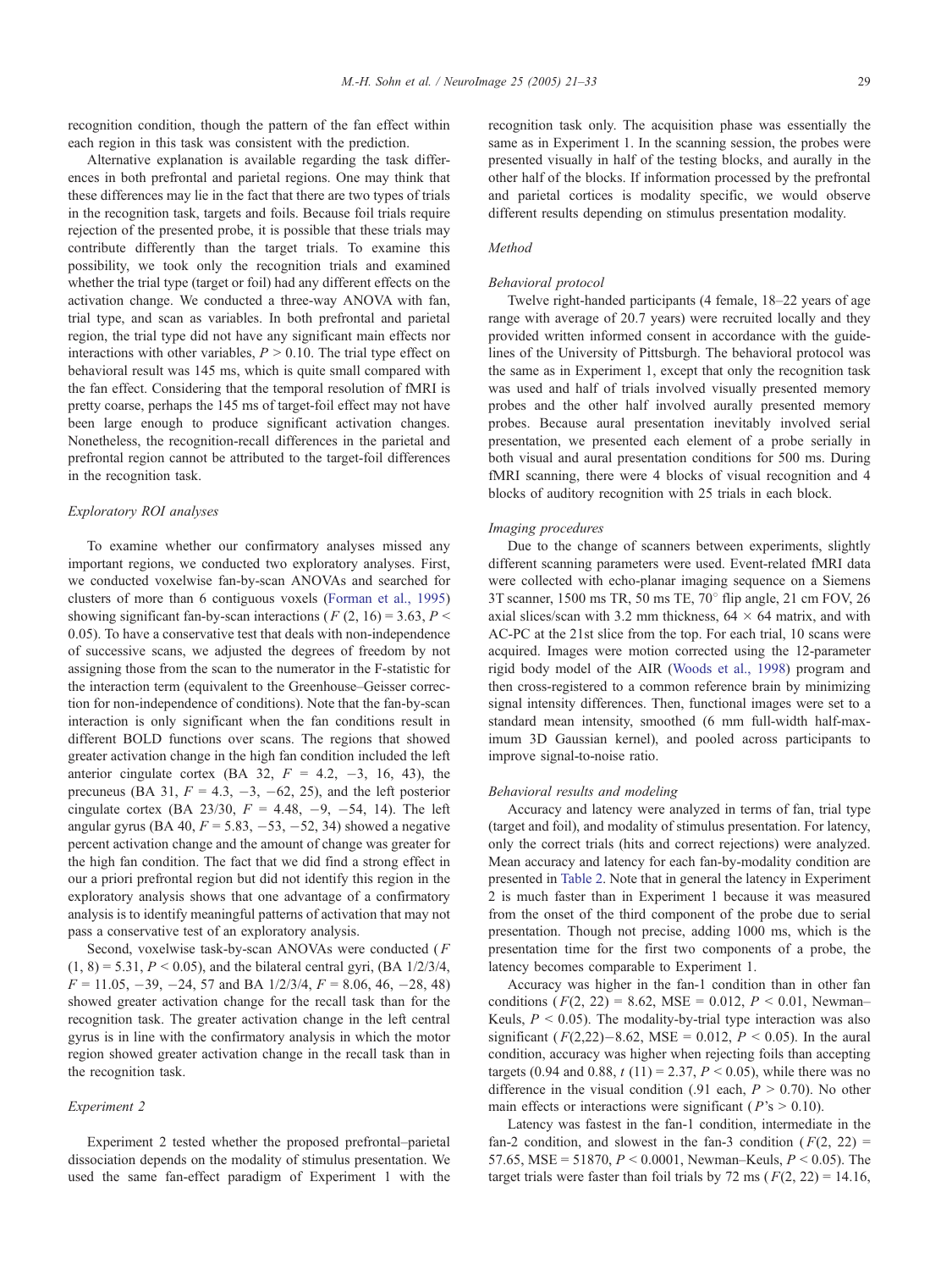recognition condition, though the pattern of the fan effect within each region in this task was consistent with the prediction.

Alternative explanation is available regarding the task differences in both prefrontal and parietal regions. One may think that these differences may lie in the fact that there are two types of trials in the recognition task, targets and foils. Because foil trials require rejection of the presented probe, it is possible that these trials may contribute differently than the target trials. To examine this possibility, we took only the recognition trials and examined whether the trial type (target or foil) had any different effects on the activation change. We conducted a three-way ANOVA with fan, trial type, and scan as variables. In both prefrontal and parietal region, the trial type did not have any significant main effects nor interactions with other variables, $P > 0.10$. The trial type effect on behavioral result was 145 ms, which is quite small compared with the fan effect. Considering that the temporal resolution of fMRI is pretty coarse, perhaps the 145 ms of target-foil effect may not have been large enough to produce significant activation changes. Nonetheless, the recognition-recall differences in the parietal and prefrontal region cannot be attributed to the target-foil differences in the recognition task.

### Exploratory ROI analyses

To examine whether our confirmatory analyses missed any important regions, we conducted two exploratory analyses. First, we conducted voxelwise fan-by-scan ANOVAs and searched for clusters of more than 6 contiguous voxels (Forman et al., 1995) showing significant fan-by-scan interactions ($F(2, 16) = 3.63$, $P < 0.05$). To have a conservative test that deals with non-independence of successive scans, we adjusted the degrees of freedom by not assigning those from the scan to the numerator in the F-statistic for the interaction term (equivalent to the Greenhouse–Geisser correction for non-independence of conditions). Note that the fan-by-scan interaction is only significant when the fan conditions result in different BOLD functions over scans. The regions that showed greater activation change in the high fan condition included the left anterior cingulate cortex (BA 32, $F$ = 4.2, −3, 16, 43), the precuneus (BA 31, $F$ = 4.3, −3, −62, 25), and the left posterior cingulate cortex (BA 23/30, $F$ = 4.48, −9, −54, 14). The left angular gyrus (BA 40, $F$ = 5.83, −53, −52, 34) showed a negative percent activation change and the amount of change was greater for the high fan condition. The fact that we did find a strong effect in our a priori prefrontal region but did not identify this region in the exploratory analysis shows that one advantage of a confirmatory analysis is to identify meaningful patterns of activation that may not pass a conservative test of an exploratory analysis.

Second, voxelwise task-by-scan ANOVAs were conducted ($F(1, 8) = 5.31$, $P < 0.05$), and the bilateral central gyri, (BA 1/2/3/4, $F$ = 11.05, −39, −24, 57 and BA 1/2/3/4, $F$ = 8.06, 46, −28, 48) showed greater activation change for the recall task than for the recognition task. The greater activation change in the left central gyrus is in line with the confirmatory analysis in which the motor region showed greater activation change in the recall task than in the recognition task.

## Experiment 2

Experiment 2 tested whether the proposed prefrontal–parietal dissociation depends on the modality of stimulus presentation. We used the same fan-effect paradigm of Experiment 1 with the recognition task only. The acquisition phase was essentially the same as in Experiment 1. In the scanning session, the probes were presented visually in half of the testing blocks, and aurally in the other half of the blocks. If information processed by the prefrontal and parietal cortices is modality specific, we would observe different results depending on stimulus presentation modality.

### Method

#### Behavioral protocol

Twelve right-handed participants (4 female, 18–22 years of age range with average of 20.7 years) were recruited locally and they provided written informed consent in accordance with the guidelines of the University of Pittsburgh. The behavioral protocol was the same as in Experiment 1, except that only the recognition task was used and half of trials involved visually presented memory probes and the other half involved aurally presented memory probes. Because aural presentation inevitably involved serial presentation, we presented each element of a probe serially in both visual and aural presentation conditions for 500 ms. During fMRI scanning, there were 4 blocks of visual recognition and 4 blocks of auditory recognition with 25 trials in each block.

#### Imaging procedures

Due to the change of scanners between experiments, slightly different scanning parameters were used. Event-related fMRI data were collected with echo-planar imaging sequence on a Siemens 3T scanner, 1500 ms TR, 50 ms TE, 70° flip angle, 21 cm FOV, 26 axial slices/scan with 3.2 mm thickness, 64 × 64 matrix, and with AC-PC at the 21st slice from the top. For each trial, 10 scans were acquired. Images were motion corrected using the 12-parameter rigid body model of the AIR (Woods et al., 1998) program and then cross-registered to a common reference brain by minimizing signal intensity differences. Then, functional images were set to a standard mean intensity, smoothed (6 mm full-width half-maximum 3D Gaussian kernel), and pooled across participants to improve signal-to-noise ratio.

#### Behavioral results and modeling

Accuracy and latency were analyzed in terms of fan, trial type (target and foil), and modality of stimulus presentation. For latency, only the correct trials (hits and correct rejections) were analyzed. Mean accuracy and latency for each fan-by-modality condition are presented in Table 2. Note that in general the latency in Experiment 2 is much faster than in Experiment 1 because it was measured from the onset of the third component of the probe due to serial presentation. Though not precise, adding 1000 ms, which is the presentation time for the first two components of a probe, the latency becomes comparable to Experiment 1.

Accuracy was higher in the fan-1 condition than in other fan conditions ($F(2, 22) = 8.62$, MSE = 0.012, $P < 0.01$, Newman–Keuls, $P < 0.05$). The modality-by-trial type interaction was also significant ($F(2,22)-8.62$, MSE = 0.012, $P < 0.05$). In the aural condition, accuracy was higher when rejecting foils than accepting targets (0.94 and 0.88, $t(11) = 2.37$, $P < 0.05$), while there was no difference in the visual condition (.91 each, $P > 0.70$). No other main effects or interactions were significant ($P$'s $> 0.10$).

Latency was fastest in the fan-1 condition, intermediate in the fan-2 condition, and slowest in the fan-3 condition ($F(2, 22) = 57.65$, MSE = 51870, $P < 0.0001$, Newman–Keuls, $P < 0.05$). The target trials were faster than foil trials by 72 ms ($F(2, 22) = 14.16$,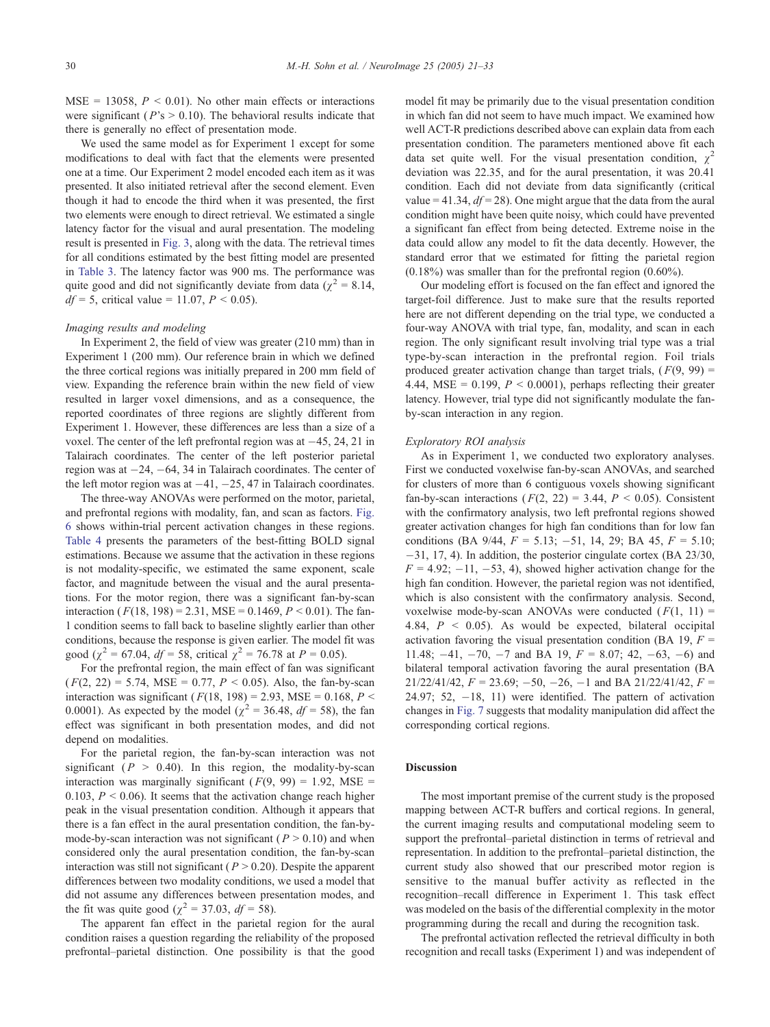MSE = 13058, $P < 0.01$). No other main effects or interactions were significant ($P$'s > 0.10). The behavioral results indicate that there is generally no effect of presentation mode.

We used the same model as for Experiment 1 except for some modifications to deal with fact that the elements were presented one at a time. Our Experiment 2 model encoded each item as it was presented. It also initiated retrieval after the second element. Even though it had to encode the third when it was presented, the first two elements were enough to direct retrieval. We estimated a single latency factor for the visual and aural presentation. The modeling result is presented in Fig. 3, along with the data. The retrieval times for all conditions estimated by the best fitting model are presented in Table 3. The latency factor was 900 ms. The performance was quite good and did not significantly deviate from data ($\chi^2 = 8.14$, $df = 5$, critical value = 11.07, $P < 0.05$).

### Imaging results and modeling

In Experiment 2, the field of view was greater (210 mm) than in Experiment 1 (200 mm). Our reference brain in which we defined the three cortical regions was initially prepared in 200 mm field of view. Expanding the reference brain within the new field of view resulted in larger voxel dimensions, and as a consequence, the reported coordinates of three regions are slightly different from Experiment 1. However, these differences are less than a size of a voxel. The center of the left prefrontal region was at −45, 24, 21 in Talairach coordinates. The center of the left posterior parietal region was at −24, −64, 34 in Talairach coordinates. The center of the left motor region was at −41, −25, 47 in Talairach coordinates.

The three-way ANOVAs were performed on the motor, parietal, and prefrontal regions with modality, fan, and scan as factors. Fig. 6 shows within-trial percent activation changes in these regions. Table 4 presents the parameters of the best-fitting BOLD signal estimations. Because we assume that the activation in these regions is not modality-specific, we estimated the same exponent, scale factor, and magnitude between the visual and the aural presentations. For the motor region, there was a significant fan-by-scan interaction ($F(18, 198) = 2.31$, MSE = 0.1469, $P < 0.01$). The fan-1 condition seems to fall back to baseline slightly earlier than other conditions, because the response is given earlier. The model fit was good ($\chi^2 = 67.04$, $df = 58$, critical $\chi^2 = 76.78$ at $P = 0.05$).

For the prefrontal region, the main effect of fan was significant ($F(2, 22) = 5.74$, MSE = 0.77, $P < 0.05$). Also, the fan-by-scan interaction was significant ($F(18, 198) = 2.93$, MSE = 0.168, $P < 0.0001$). As expected by the model ($\chi^2 = 36.48$, $df = 58$), the fan effect was significant in both presentation modes, and did not depend on modalities.

For the parietal region, the fan-by-scan interaction was not significant ($P > 0.40$). In this region, the modality-by-scan interaction was marginally significant ($F(9, 99) = 1.92$, MSE = 0.103, $P < 0.06$). It seems that the activation change reach higher peak in the visual presentation condition. Although it appears that there is a fan effect in the aural presentation condition, the fan-by-mode-by-scan interaction was not significant ($P > 0.10$) and when considered only the aural presentation condition, the fan-by-scan interaction was still not significant ($P > 0.20$). Despite the apparent differences between two modality conditions, we used a model that did not assume any differences between presentation modes, and the fit was quite good ($\chi^2 = 37.03$, $df = 58$).

The apparent fan effect in the parietal region for the aural condition raises a question regarding the reliability of the proposed prefrontal–parietal distinction. One possibility is that the good model fit may be primarily due to the visual presentation condition in which fan did not seem to have much impact. We examined how well ACT-R predictions described above can explain data from each presentation condition. The parameters mentioned above fit each data set quite well. For the visual presentation condition, $\chi^2$ deviation was 22.35, and for the aural presentation, it was 20.41 condition. Each did not deviate from data significantly (critical value = 41.34, $df = 28$). One might argue that the data from the aural condition might have been quite noisy, which could have prevented a significant fan effect from being detected. Extreme noise in the data could allow any model to fit the data decently. However, the standard error that we estimated for fitting the parietal region (0.18%) was smaller than for the prefrontal region (0.60%).

Our modeling effort is focused on the fan effect and ignored the target-foil difference. Just to make sure that the results reported here are not different depending on the trial type, we conducted a four-way ANOVA with trial type, fan, modality, and scan in each region. The only significant result involving trial type was a trial type-by-scan interaction in the prefrontal region. Foil trials produced greater activation change than target trials, ($F(9, 99) = 4.44$, MSE = 0.199, $P < 0.0001$), perhaps reflecting their greater latency. However, trial type did not significantly modulate the fan-by-scan interaction in any region.

### Exploratory ROI analysis

As in Experiment 1, we conducted two exploratory analyses. First we conducted voxelwise fan-by-scan ANOVAs, and searched for clusters of more than 6 contiguous voxels showing significant fan-by-scan interactions ($F(2, 22) = 3.44$, $P < 0.05$). Consistent with the confirmatory analysis, two left prefrontal regions showed greater activation changes for high fan conditions than for low fan conditions (BA 9/44, $F = 5.13$; −51, 14, 29; BA 45, $F = 5.10$; −31, 17, 4). In addition, the posterior cingulate cortex (BA 23/30, $F = 4.92$; −11, −53, 4), showed higher activation change for the high fan condition. However, the parietal region was not identified, which is also consistent with the confirmatory analysis. Second, voxelwise mode-by-scan ANOVAs were conducted ($F(1, 11) = 4.84$, $P < 0.05$). As would be expected, bilateral occipital activation favoring the visual presentation condition (BA 19, $F = 11.48$; −41, −70, −7 and BA 19, $F = 8.07$; 42, −63, −6) and bilateral temporal activation favoring the aural presentation (BA 21/22/41/42, $F = 23.69$; −50, −26, −1 and BA 21/22/41/42, $F = 24.97$; 52, −18, 11) were identified. The pattern of activation changes in Fig. 7 suggests that modality manipulation did affect the corresponding cortical regions.

## Discussion

The most important premise of the current study is the proposed mapping between ACT-R buffers and cortical regions. In general, the current imaging results and computational modeling seem to support the prefrontal–parietal distinction in terms of retrieval and representation. In addition to the prefrontal–parietal distinction, the current study also showed that our prescribed motor region is sensitive to the manual buffer activity as reflected in the recognition–recall difference in Experiment 1. This task effect was modeled on the basis of the differential complexity in the motor programming during the recall and during the recognition task.

The prefrontal activation reflected the retrieval difficulty in both recognition and recall tasks (Experiment 1) and was independent of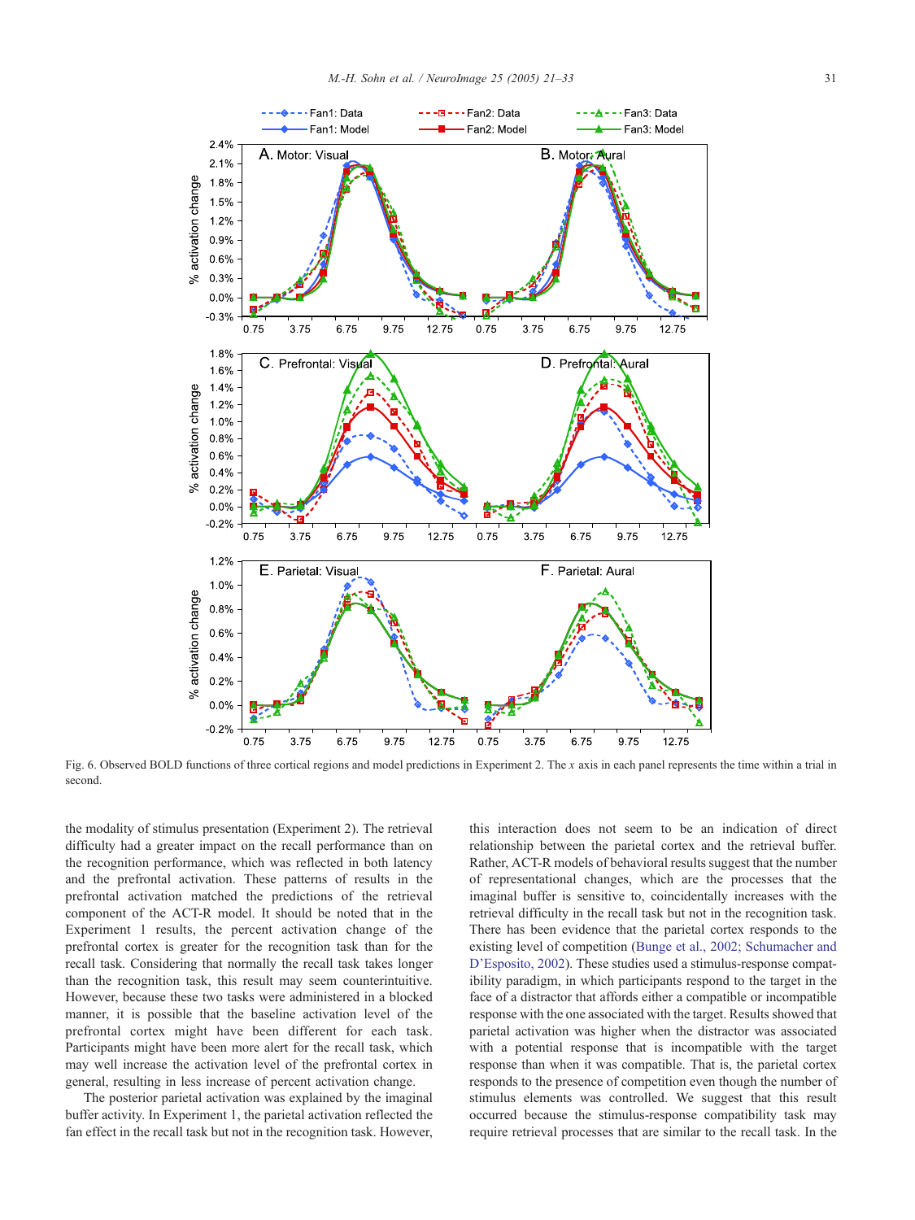Fan1: Data
Fan2: Data
Fan3: Data
Fan1: Model
Fan2: Model
Fan3: Model

A. Motor: Visual
B. Motor: Aural
C. Prefrontal: Visual
D. Prefrontal: Aural
E. Parietal: Visual
F. Parietal: Aural

% activation change

2.4%
2.1%
1.8%
1.5%
1.2%
0.9%
0.6%
0.3%
0.0%
-0.3%

1.8%
1.6%
1.4%
1.2%
1.0%
0.8%
0.6%
0.4%
0.2%
0.0%
-0.2%

1.2%
1.0%
0.8%
0.6%
0.4%
0.2%
0.0%
-0.2%

0.75 3.75 6.75 9.75 12.75 0.75 3.75 6.75 9.75 12.75

Fig. 6. Observed BOLD functions of three cortical regions and model predictions in Experiment 2. The *x* axis in each panel represents the time within a trial in second.

the modality of stimulus presentation (Experiment 2). The retrieval difficulty had a greater impact on the recall performance than on the recognition performance, which was reflected in both latency and the prefrontal activation. These patterns of results in the prefrontal activation matched the predictions of the retrieval component of the ACT-R model. It should be noted that in the Experiment 1 results, the percent activation change of the prefrontal cortex is greater for the recognition task than for the recall task. Considering that normally the recall task takes longer than the recognition task, this result may seem counterintuitive. However, because these two tasks were administered in a blocked manner, it is possible that the baseline activation level of the prefrontal cortex might have been different for each task. Participants might have been more alert for the recall task, which may well increase the activation level of the prefrontal cortex in general, resulting in less increase of percent activation change.

The posterior parietal activation was explained by the imaginal buffer activity. In Experiment 1, the parietal activation reflected the fan effect in the recall task but not in the recognition task. However, this interaction does not seem to be an indication of direct relationship between the parietal cortex and the retrieval buffer. Rather, ACT-R models of behavioral results suggest that the number of representational changes, which are the processes that the imaginal buffer is sensitive to, coincidentally increases with the retrieval difficulty in the recall task but not in the recognition task. There has been evidence that the parietal cortex responds to the existing level of competition (Bunge et al., 2002; Schumacher and D'Esposito, 2002). These studies used a stimulus-response compatibility paradigm, in which participants respond to the target in the face of a distractor that affords either a compatible or incompatible response with the one associated with the target. Results showed that parietal activation was higher when the distractor was associated with a potential response that is incompatible with the target response than when it was compatible. That is, the parietal cortex responds to the presence of competition even though the number of stimulus elements was controlled. We suggest that this result occurred because the stimulus-response compatibility task may require retrieval processes that are similar to the recall task. In the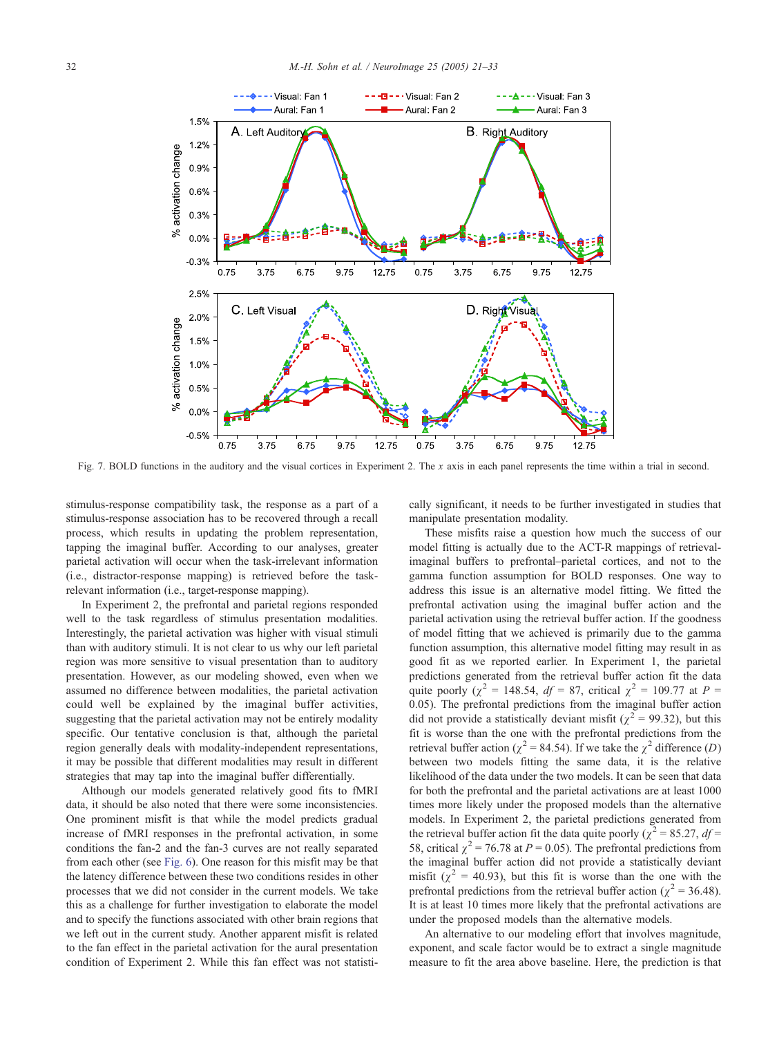Fig. 7. BOLD functions in the auditory and the visual cortices in Experiment 2. The $x$ axis in each panel represents the time within a trial in second.

stimulus-response compatibility task, the response as a part of a stimulus-response association has to be recovered through a recall process, which results in updating the problem representation, tapping the imaginal buffer. According to our analyses, greater parietal activation will occur when the task-irrelevant information (i.e., distractor-response mapping) is retrieved before the task-relevant information (i.e., target-response mapping).

In Experiment 2, the prefrontal and parietal regions responded well to the task regardless of stimulus presentation modalities. Interestingly, the parietal activation was higher with visual stimuli than with auditory stimuli. It is not clear to us why our left parietal region was more sensitive to visual presentation than to auditory presentation. However, as our modeling showed, even when we assumed no difference between modalities, the parietal activation could well be explained by the imaginal buffer activities, suggesting that the parietal activation may not be entirely modality specific. Our tentative conclusion is that, although the parietal region generally deals with modality-independent representations, it may be possible that different modalities may result in different strategies that may tap into the imaginal buffer differentially.

Although our models generated relatively good fits to fMRI data, it should be also noted that there were some inconsistencies. One prominent misfit is that while the model predicts gradual increase of fMRI responses in the prefrontal activation, in some conditions the fan-2 and the fan-3 curves are not really separated from each other (see Fig. 6). One reason for this misfit may be that the latency difference between these two conditions resides in other processes that we did not consider in the current models. We take this as a challenge for further investigation to elaborate the model and to specify the functions associated with other brain regions that we left out in the current study. Another apparent misfit is related to the fan effect in the parietal activation for the aural presentation condition of Experiment 2. While this fan effect was not statistically significant, it needs to be further investigated in studies that manipulate presentation modality.

These misfits raise a question how much the success of our model fitting is actually due to the ACT-R mappings of retrieval-imaginal buffers to prefrontal–parietal cortices, and not to the gamma function assumption for BOLD responses. One way to address this issue is an alternative model fitting. We fitted the prefrontal activation using the imaginal buffer action and the parietal activation using the retrieval buffer action. If the goodness of model fitting that we achieved is primarily due to the gamma function assumption, this alternative model fitting may result in as good fit as we reported earlier. In Experiment 1, the parietal predictions generated from the retrieval buffer action fit the data quite poorly ($\chi^2$ = 148.54, $df$ = 87, critical $\chi^2$ = 109.77 at $P$ = 0.05). The prefrontal predictions from the imaginal buffer action did not provide a statistically deviant misfit ($\chi^2$ = 99.32), but this fit is worse than the one with the prefrontal predictions from the retrieval buffer action ($\chi^2$ = 84.54). If we take the $\chi^2$ difference ($D$) between two models fitting the same data, it is the relative likelihood of the data under the two models. It can be seen that data for both the prefrontal and the parietal activations are at least 1000 times more likely under the proposed models than the alternative models. In Experiment 2, the parietal predictions generated from the retrieval buffer action fit the data quite poorly ($\chi^2$ = 85.27, $df$ = 58, critical $\chi^2$ = 76.78 at $P$ = 0.05). The prefrontal predictions from the imaginal buffer action did not provide a statistically deviant misfit ($\chi^2$ = 40.93), but this fit is worse than the one with the prefrontal predictions from the retrieval buffer action ($\chi^2$ = 36.48). It is at least 10 times more likely that the prefrontal activations are under the proposed models than the alternative models.

An alternative to our modeling effort that involves magnitude, exponent, and scale factor would be to extract a single magnitude measure to fit the area above baseline. Here, the prediction is that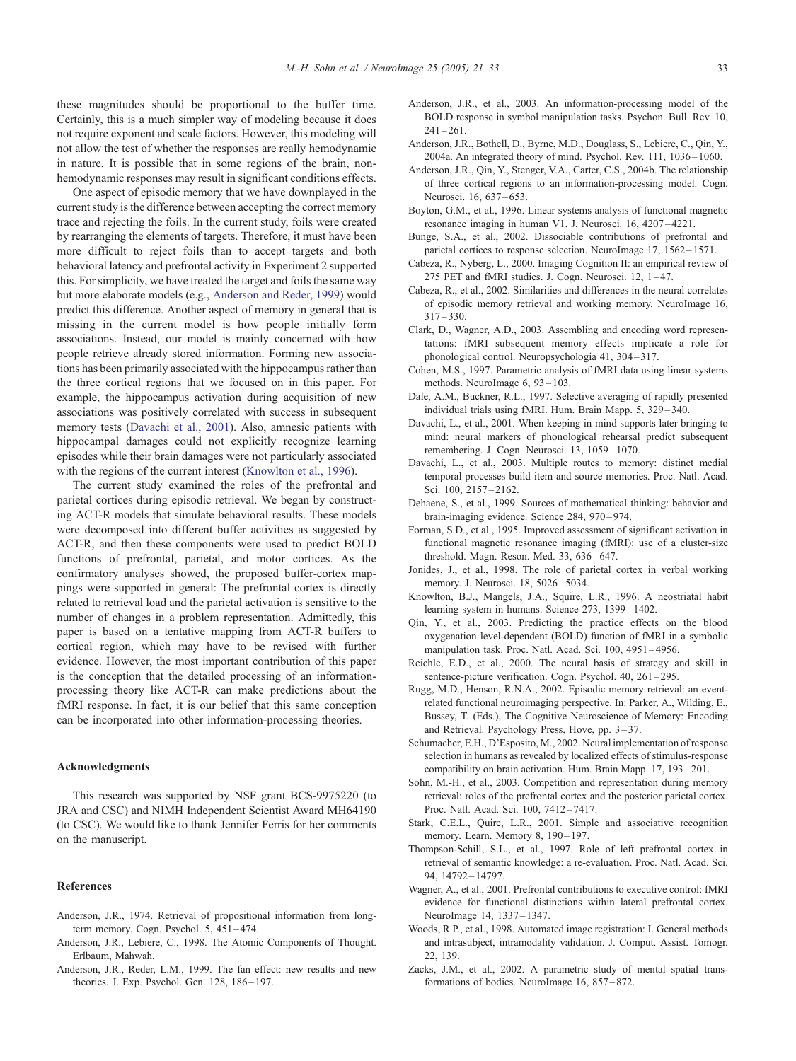these magnitudes should be proportional to the buffer time. Certainly, this is a much simpler way of modeling because it does not require exponent and scale factors. However, this modeling will not allow the test of whether the responses are really hemodynamic in nature. It is possible that in some regions of the brain, non-hemodynamic responses may result in significant conditions effects.

One aspect of episodic memory that we have downplayed in the current study is the difference between accepting the correct memory trace and rejecting the foils. In the current study, foils were created by rearranging the elements of targets. Therefore, it must have been more difficult to reject foils than to accept targets and both behavioral latency and prefrontal activity in Experiment 2 supported this. For simplicity, we have treated the target and foils the same way but more elaborate models (e.g., Anderson and Reder, 1999) would predict this difference. Another aspect of memory in general that is missing in the current model is how people initially form associations. Instead, our model is mainly concerned with how people retrieve already stored information. Forming new associations has been primarily associated with the hippocampus rather than the three cortical regions that we focused on in this paper. For example, the hippocampus activation during acquisition of new associations was positively correlated with success in subsequent memory tests (Davachi et al., 2001). Also, amnesic patients with hippocampal damages could not explicitly recognize learning episodes while their brain damages were not particularly associated with the regions of the current interest (Knowlton et al., 1996).

The current study examined the roles of the prefrontal and parietal cortices during episodic retrieval. We began by constructing ACT-R models that simulate behavioral results. These models were decomposed into different buffer activities as suggested by ACT-R, and then these components were used to predict BOLD functions of prefrontal, parietal, and motor cortices. As the confirmatory analyses showed, the proposed buffer-cortex mappings were supported in general: The prefrontal cortex is directly related to retrieval load and the parietal activation is sensitive to the number of changes in a problem representation. Admittedly, this paper is based on a tentative mapping from ACT-R buffers to cortical region, which may have to be revised with further evidence. However, the most important contribution of this paper is the conception that the detailed processing of an information-processing theory like ACT-R can make predictions about the fMRI response. In fact, it is our belief that this same conception can be incorporated into other information-processing theories.

## Acknowledgments

This research was supported by NSF grant BCS-9975220 (to JRA and CSC) and NIMH Independent Scientist Award MH64190 (to CSC). We would like to thank Jennifer Ferris for her comments on the manuscript.

## References

Anderson, J.R., 1974. Retrieval of propositional information from long-term memory. Cogn. Psychol. 5, 451–474.

Anderson, J.R., Lebiere, C., 1998. The Atomic Components of Thought. Erlbaum, Mahwah.

Anderson, J.R., Reder, L.M., 1999. The fan effect: new results and new theories. J. Exp. Psychol. Gen. 128, 186–197.

Anderson, J.R., et al., 2003. An information-processing model of the BOLD response in symbol manipulation tasks. Psychon. Bull. Rev. 10, 241–261.

Anderson, J.R., Bothell, D., Byrne, M.D., Douglass, S., Lebiere, C., Qin, Y., 2004a. An integrated theory of mind. Psychol. Rev. 111, 1036–1060.

Anderson, J.R., Qin, Y., Stenger, V.A., Carter, C.S., 2004b. The relationship of three cortical regions to an information-processing model. Cogn. Neurosci. 16, 637–653.

Boyton, G.M., et al., 1996. Linear systems analysis of functional magnetic resonance imaging in human V1. J. Neurosci. 16, 4207–4221.

Bunge, S.A., et al., 2002. Dissociable contributions of prefrontal and parietal cortices to response selection. NeuroImage 17, 1562–1571.

Cabeza, R., Nyberg, L., 2000. Imaging Cognition II: an empirical review of 275 PET and fMRI studies. J. Cogn. Neurosci. 12, 1–47.

Cabeza, R., et al., 2002. Similarities and differences in the neural correlates of episodic memory retrieval and working memory. NeuroImage 16, 317–330.

Clark, D., Wagner, A.D., 2003. Assembling and encoding word representations: fMRI subsequent memory effects implicate a role for phonological control. Neuropsychologia 41, 304–317.

Cohen, M.S., 1997. Parametric analysis of fMRI data using linear systems methods. NeuroImage 6, 93–103.

Dale, A.M., Buckner, R.L., 1997. Selective averaging of rapidly presented individual trials using fMRI. Hum. Brain Mapp. 5, 329–340.

Davachi, L., et al., 2001. When keeping in mind supports later bringing to mind: neural markers of phonological rehearsal predict subsequent remembering. J. Cogn. Neurosci. 13, 1059–1070.

Davachi, L., et al., 2003. Multiple routes to memory: distinct medial temporal processes build item and source memories. Proc. Natl. Acad. Sci. 100, 2157–2162.

Dehaene, S., et al., 1999. Sources of mathematical thinking: behavior and brain-imaging evidence. Science 284, 970–974.

Forman, S.D., et al., 1995. Improved assessment of significant activation in functional magnetic resonance imaging (fMRI): use of a cluster-size threshold. Magn. Reson. Med. 33, 636–647.

Jonides, J., et al., 1998. The role of parietal cortex in verbal working memory. J. Neurosci. 18, 5026–5034.

Knowlton, B.J., Mangels, J.A., Squire, L.R., 1996. A neostriatal habit learning system in humans. Science 273, 1399–1402.

Qin, Y., et al., 2003. Predicting the practice effects on the blood oxygenation level-dependent (BOLD) function of fMRI in a symbolic manipulation task. Proc. Natl. Acad. Sci. 100, 4951–4956.

Reichle, E.D., et al., 2000. The neural basis of strategy and skill in sentence-picture verification. Cogn. Psychol. 40, 261–295.

Rugg, M.D., Henson, R.N.A., 2002. Episodic memory retrieval: an event-related functional neuroimaging perspective. In: Parker, A., Wilding, E., Bussey, T. (Eds.), The Cognitive Neuroscience of Memory: Encoding and Retrieval. Psychology Press, Hove, pp. 3–37.

Schumacher, E.H., D'Esposito, M., 2002. Neural implementation of response selection in humans as revealed by localized effects of stimulus-response compatibility on brain activation. Hum. Brain Mapp. 17, 193–201.

Sohn, M.-H., et al., 2003. Competition and representation during memory retrieval: roles of the prefrontal cortex and the posterior parietal cortex. Proc. Natl. Acad. Sci. 100, 7412–7417.

Stark, C.E.L., Quire, L.R., 2001. Simple and associative recognition memory. Learn. Memory 8, 190–197.

Thompson-Schill, S.L., et al., 1997. Role of left prefrontal cortex in retrieval of semantic knowledge: a re-evaluation. Proc. Natl. Acad. Sci. 94, 14792–14797.

Wagner, A., et al., 2001. Prefrontal contributions to executive control: fMRI evidence for functional distinctions within lateral prefrontal cortex. NeuroImage 14, 1337–1347.

Woods, R.P., et al., 1998. Automated image registration: I. General methods and intrasubject, intramodality validation. J. Comput. Assist. Tomogr. 22, 139.

Zacks, J.M., et al., 2002. A parametric study of mental spatial transformations of bodies. NeuroImage 16, 857–872.